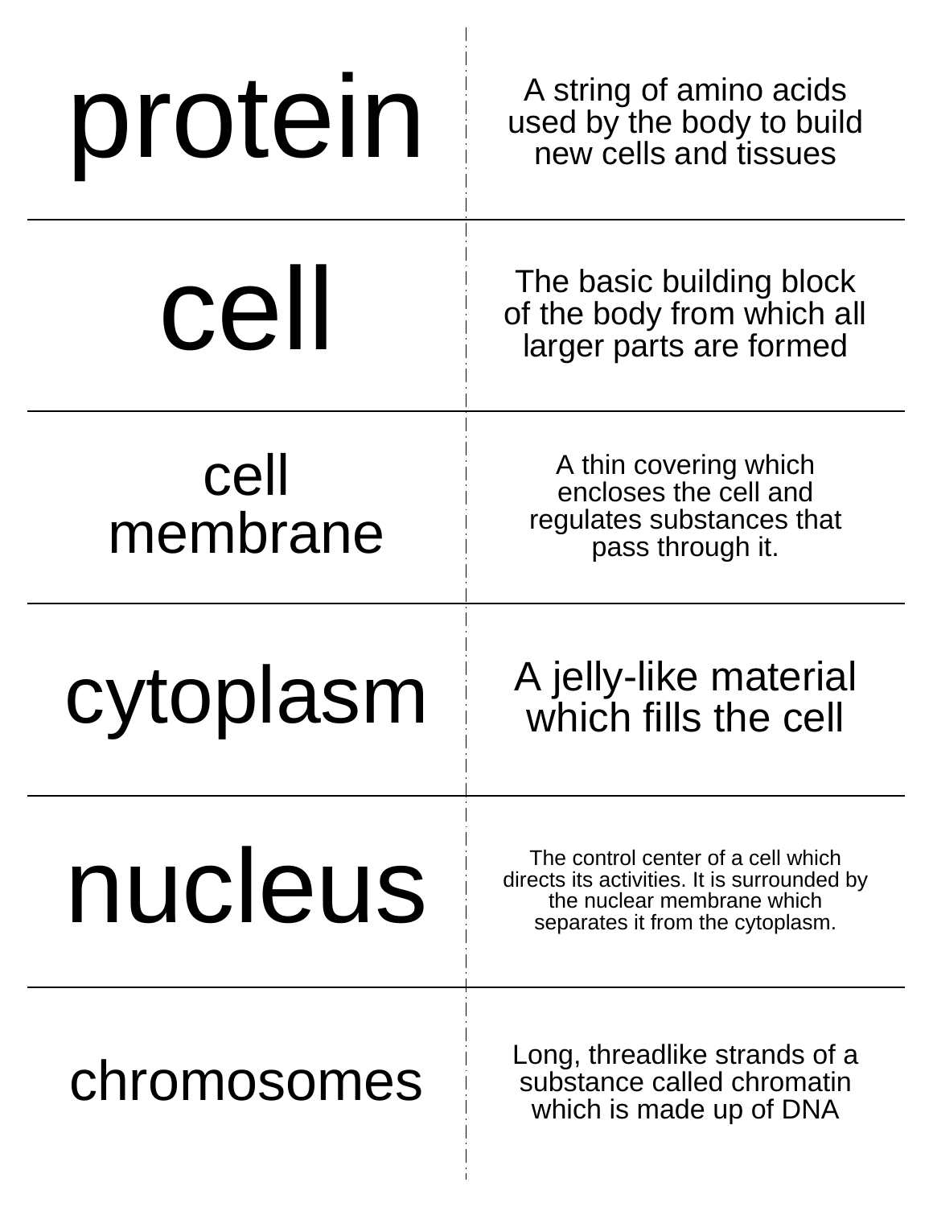| Term | Definition |
| --- | --- |
| protein | A string of amino acids used by the body to build new cells and tissues |
| cell | The basic building block of the body from which all larger parts are formed |
| cell membrane | A thin covering which encloses the cell and regulates substances that pass through it. |
| cytoplasm | A jelly-like material which fills the cell |
| nucleus | The control center of a cell which directs its activities. It is surrounded by the nuclear membrane which separates it from the cytoplasm. |
| chromosomes | Long, threadlike strands of a substance called chromatin which is made up of DNA |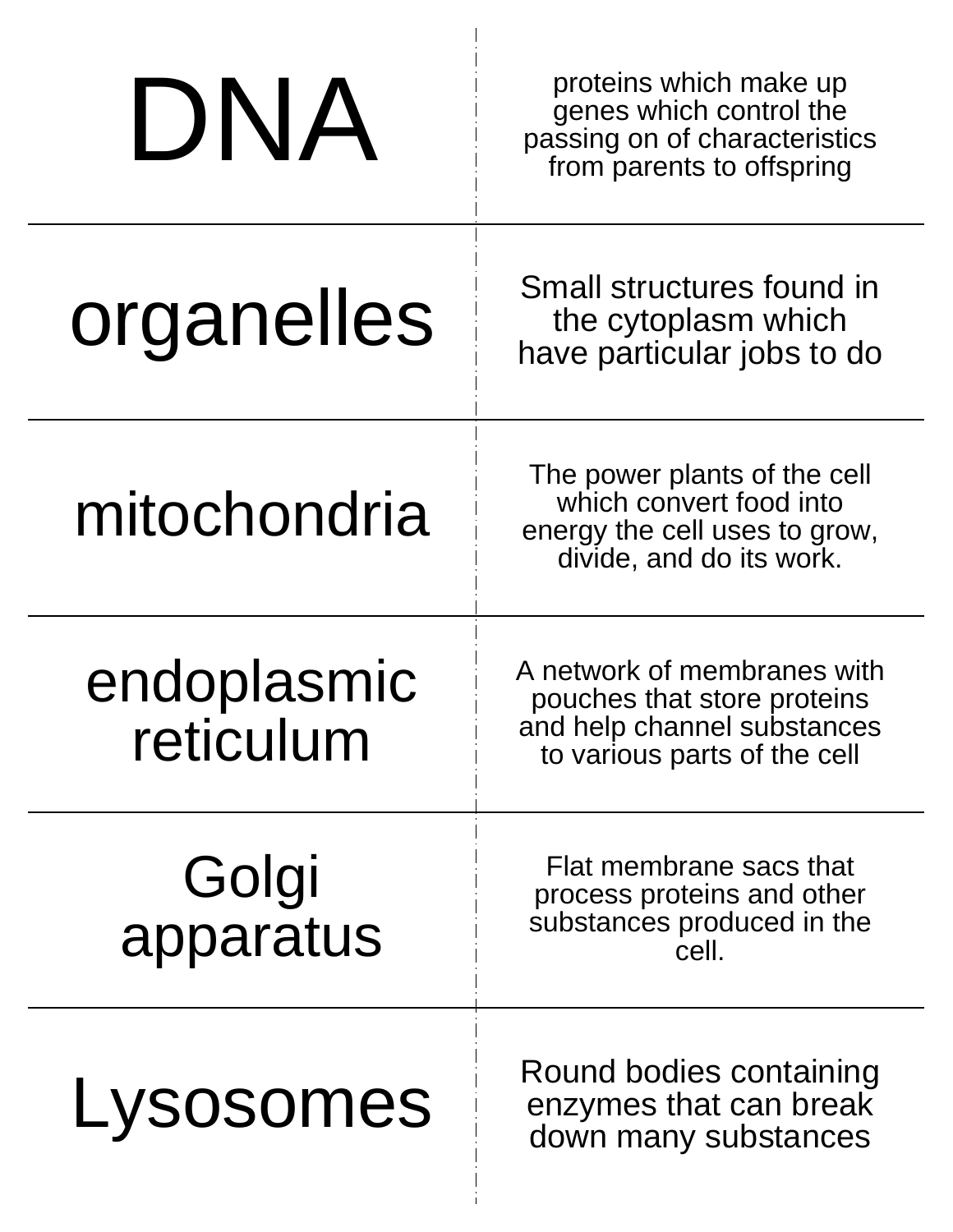| Term | Definition |
| --- | --- |
| DNA | proteins which make up genes which control the passing on of characteristics from parents to offspring |
| organelles | Small structures found in the cytoplasm which have particular jobs to do |
| mitochondria | The power plants of the cell which convert food into energy the cell uses to grow, divide, and do its work. |
| endoplasmic reticulum | A network of membranes with pouches that store proteins and help channel substances to various parts of the cell |
| Golgi apparatus | Flat membrane sacs that process proteins and other substances produced in the cell. |
| Lysosomes | Round bodies containing enzymes that can break down many substances |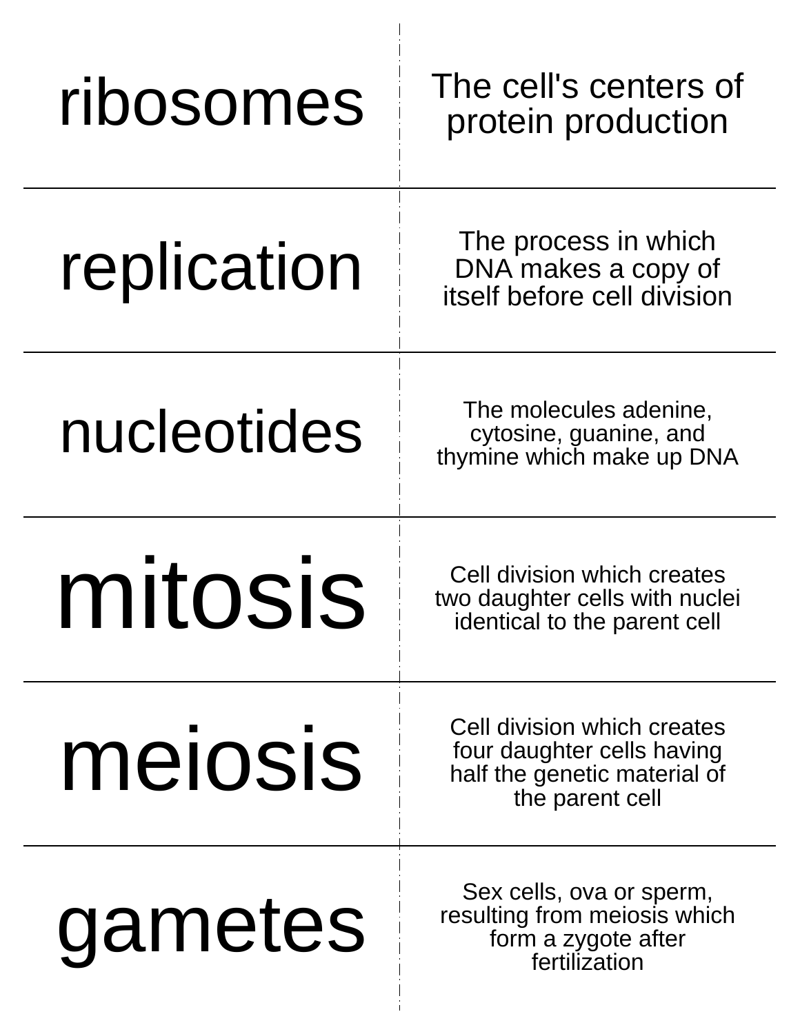| | |
|---|---|
| ribosomes | The cell's centers of protein production |
| replication | The process in which DNA makes a copy of itself before cell division |
| nucleotides | The molecules adenine, cytosine, guanine, and thymine which make up DNA |
| mitosis | Cell division which creates two daughter cells with nuclei identical to the parent cell |
| meiosis | Cell division which creates four daughter cells having half the genetic material of the parent cell |
| gametes | Sex cells, ova or sperm, resulting from meiosis which form a zygote after fertilization |